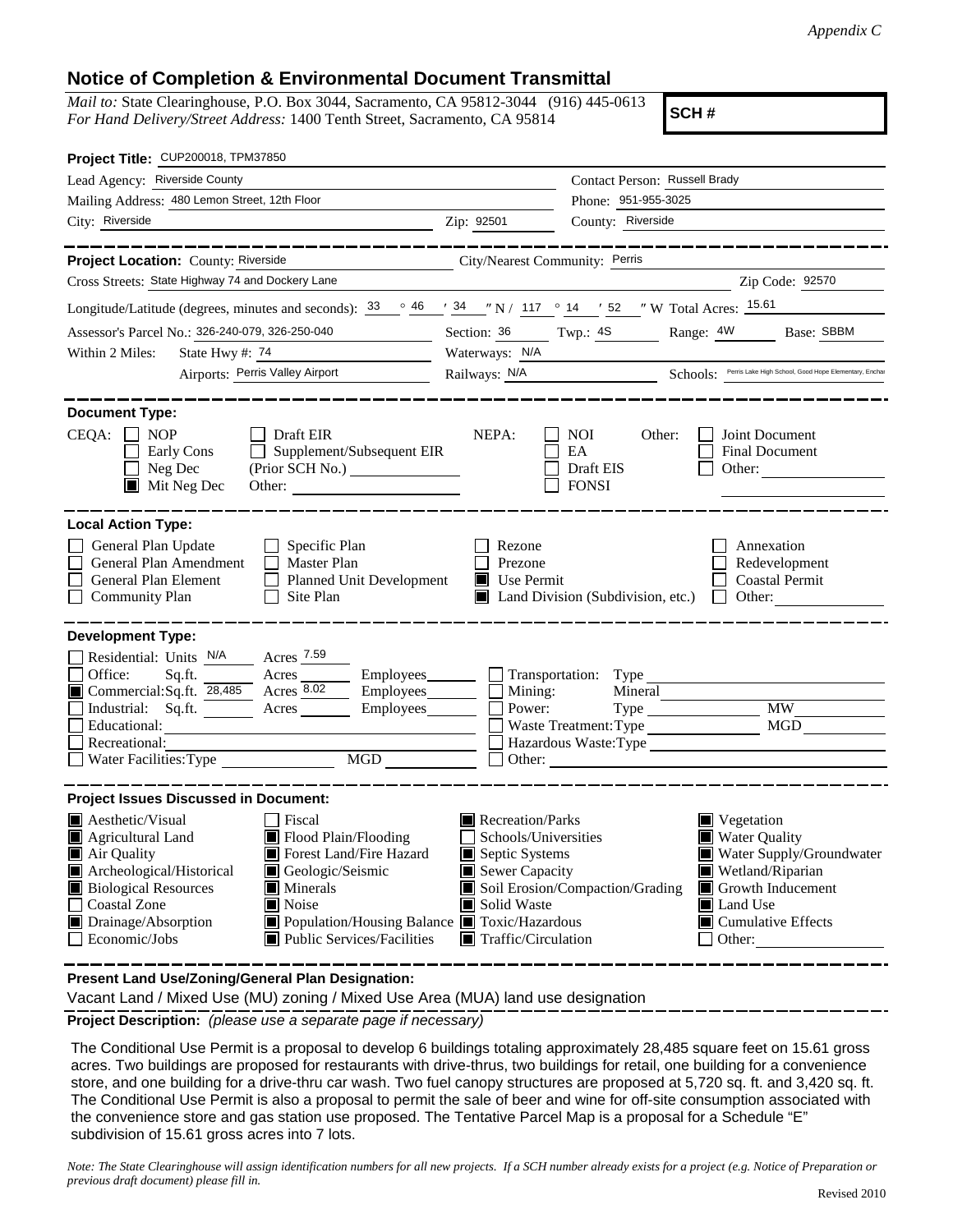*Appendix C*

## Notice of Completion & Environmental Document Transmittal

*Mail to:* State Clearinghouse, P.O. Box 3044, Sacramento, CA 95812-3044 (916) 445-0613
*For Hand Delivery/Street Address:* 1400 Tenth Street, Sacramento, CA 95814

**SCH #**

**Project Title:** CUP200018, TPM37850

Lead Agency: Riverside County
Contact Person: Russell Brady
Mailing Address: 480 Lemon Street, 12th Floor
Phone: 951-955-3025
City: Riverside Zip: 92501 County: Riverside

---

**Project Location:** County: Riverside City/Nearest Community: Perris
Cross Streets: State Highway 74 and Dockery Lane Zip Code: 92570

Longitude/Latitude (degrees, minutes and seconds): 33 ° 46 ′ 34 ″ N / 117 ° 14 ′ 52 ″ W Total Acres: 15.61

Assessor's Parcel No.: 326-240-079, 326-250-040 Section: 36 Twp.: 4S Range: 4W Base: SBBM

Within 2 Miles: State Hwy #: 74 Waterways: N/A
Airports: Perris Valley Airport Railways: N/A Schools: Perris Lake High School, Good Hope Elementary, Enchan

---

**Document Type:**

CEQA:
- ☐ NOP
- ☐ Early Cons
- ☐ Neg Dec
- ☒ Mit Neg Dec
- ☐ Draft EIR
- ☐ Supplement/Subsequent EIR (Prior SCH No.) ________
- Other: ________

NEPA:
- ☐ NOI
- ☐ EA
- ☐ Draft EIS
- ☐ FONSI

Other:
- ☐ Joint Document
- ☐ Final Document
- ☐ Other: ________

---

**Local Action Type:**

- ☐ General Plan Update
- ☐ General Plan Amendment
- ☐ General Plan Element
- ☐ Community Plan
- ☐ Specific Plan
- ☐ Master Plan
- ☐ Planned Unit Development
- ☐ Site Plan
- ☐ Rezone
- ☐ Prezone
- ☒ Use Permit
- ☒ Land Division (Subdivision, etc.)
- ☐ Annexation
- ☐ Redevelopment
- ☐ Coastal Permit
- ☐ Other: ________

---

**Development Type:**

- ☐ Residential: Units N/A Acres 7.59
- ☐ Office: Sq.ft. ____ Acres ____ Employees ____
- ☒ Commercial: Sq.ft. 28,485 Acres 8.02 Employees ____
- ☐ Industrial: Sq.ft. ____ Acres ____ Employees ____
- ☐ Educational: ________
- ☐ Recreational: ________
- ☐ Water Facilities: Type ____ MGD ____
- ☐ Transportation: Type ________
- ☐ Mining: Mineral ________
- ☐ Power: Type ____ MW ____
- ☐ Waste Treatment: Type ____ MGD ____
- ☐ Hazardous Waste: Type ________
- ☐ Other: ________

---

**Project Issues Discussed in Document:**

- ☒ Aesthetic/Visual
- ☒ Agricultural Land
- ☒ Air Quality
- ☒ Archeological/Historical
- ☒ Biological Resources
- ☐ Coastal Zone
- ☒ Drainage/Absorption
- ☐ Economic/Jobs
- ☐ Fiscal
- ☒ Flood Plain/Flooding
- ☒ Forest Land/Fire Hazard
- ☒ Geologic/Seismic
- ☒ Minerals
- ☒ Noise
- ☒ Population/Housing Balance
- ☒ Public Services/Facilities
- ☒ Recreation/Parks
- ☐ Schools/Universities
- ☒ Septic Systems
- ☒ Sewer Capacity
- ☒ Soil Erosion/Compaction/Grading
- ☒ Solid Waste
- ☒ Toxic/Hazardous
- ☒ Traffic/Circulation
- ☒ Vegetation
- ☒ Water Quality
- ☒ Water Supply/Groundwater
- ☒ Wetland/Riparian
- ☒ Growth Inducement
- ☒ Land Use
- ☒ Cumulative Effects
- ☐ Other: ________

---

**Present Land Use/Zoning/General Plan Designation:**

Vacant Land / Mixed Use (MU) zoning / Mixed Use Area (MUA) land use designation

**Project Description:** *(please use a separate page if necessary)*

The Conditional Use Permit is a proposal to develop 6 buildings totaling approximately 28,485 square feet on 15.61 gross acres. Two buildings are proposed for restaurants with drive-thrus, two buildings for retail, one building for a convenience store, and one building for a drive-thru car wash. Two fuel canopy structures are proposed at 5,720 sq. ft. and 3,420 sq. ft. The Conditional Use Permit is also a proposal to permit the sale of beer and wine for off-site consumption associated with the convenience store and gas station use proposed. The Tentative Parcel Map is a proposal for a Schedule "E" subdivision of 15.61 gross acres into 7 lots.

*Note: The State Clearinghouse will assign identification numbers for all new projects. If a SCH number already exists for a project (e.g. Notice of Preparation or previous draft document) please fill in.*

Revised 2010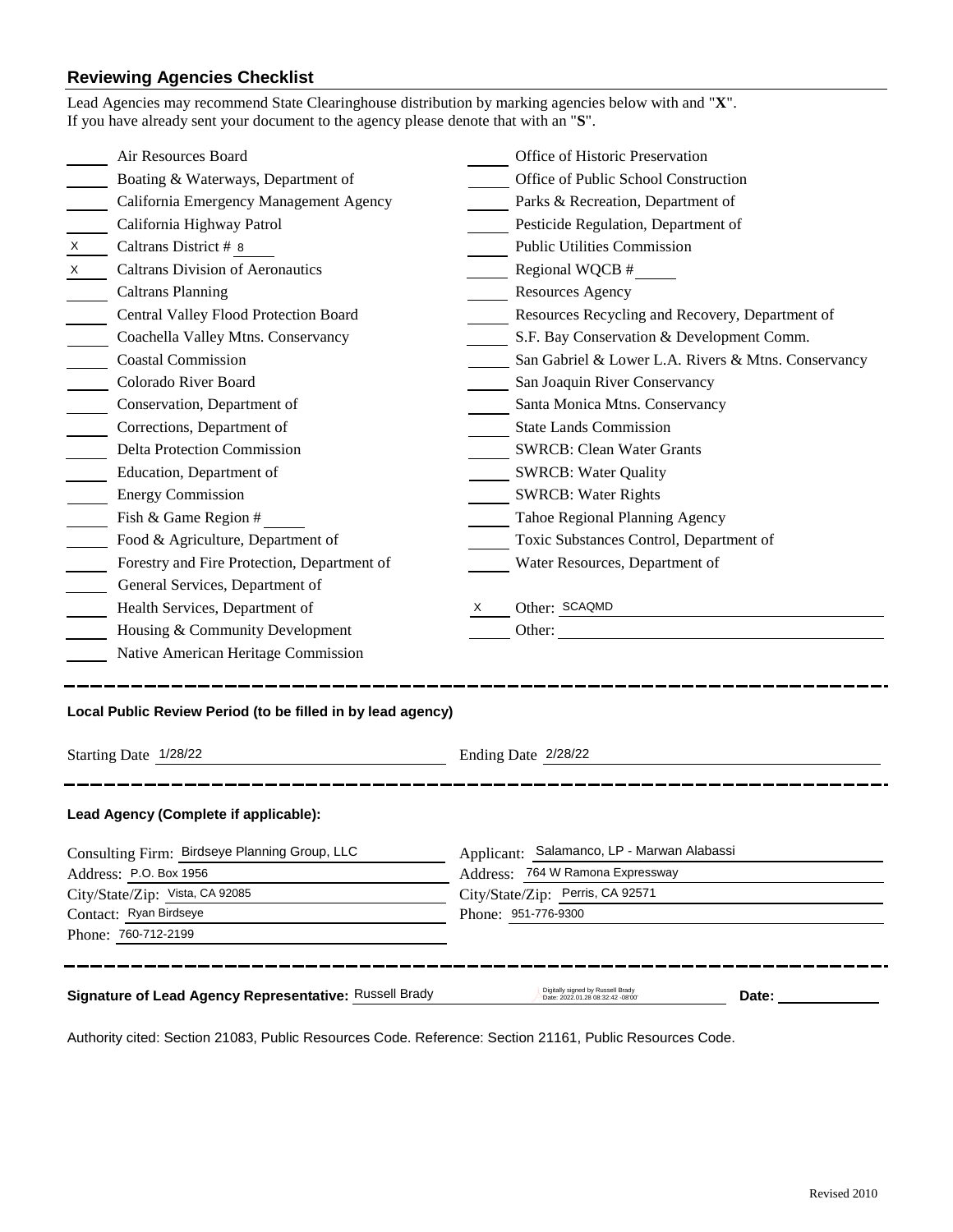## Reviewing Agencies Checklist

Lead Agencies may recommend State Clearinghouse distribution by marking agencies below with and "**X**".
If you have already sent your document to the agency please denote that with an "**S**".

| | | | |
|---|---|---|---|
| | Air Resources Board | | Office of Historic Preservation |
| | Boating & Waterways, Department of | | Office of Public School Construction |
| | California Emergency Management Agency | | Parks & Recreation, Department of |
| | California Highway Patrol | | Pesticide Regulation, Department of |
| X | Caltrans District # 8 | | Public Utilities Commission |
| X | Caltrans Division of Aeronautics | | Regional WQCB # |
| | Caltrans Planning | | Resources Agency |
| | Central Valley Flood Protection Board | | Resources Recycling and Recovery, Department of |
| | Coachella Valley Mtns. Conservancy | | S.F. Bay Conservation & Development Comm. |
| | Coastal Commission | | San Gabriel & Lower L.A. Rivers & Mtns. Conservancy |
| | Colorado River Board | | San Joaquin River Conservancy |
| | Conservation, Department of | | Santa Monica Mtns. Conservancy |
| | Corrections, Department of | | State Lands Commission |
| | Delta Protection Commission | | SWRCB: Clean Water Grants |
| | Education, Department of | | SWRCB: Water Quality |
| | Energy Commission | | SWRCB: Water Rights |
| | Fish & Game Region # | | Tahoe Regional Planning Agency |
| | Food & Agriculture, Department of | | Toxic Substances Control, Department of |
| | Forestry and Fire Protection, Department of | | Water Resources, Department of |
| | General Services, Department of | | |
| | Health Services, Department of | X | Other: SCAQMD |
| | Housing & Community Development | | Other: |
| | Native American Heritage Commission | | |

---

### Local Public Review Period (to be filled in by lead agency)

Starting Date 1/28/22 &nbsp;&nbsp;&nbsp; Ending Date 2/28/22

---

### Lead Agency (Complete if applicable):

Consulting Firm: Birdseye Planning Group, LLC
Address: P.O. Box 1956
City/State/Zip: Vista, CA 92085
Contact: Ryan Birdseye
Phone: 760-712-2199

Applicant: Salamanco, LP - Marwan Alabassi
Address: 764 W Ramona Expressway
City/State/Zip: Perris, CA 92571
Phone: 951-776-9300

---

**Signature of Lead Agency Representative:** Russell Brady Digitally signed by Russell Brady Date: 2022.01.28 08:32:42 -08'00' **Date:**

Authority cited: Section 21083, Public Resources Code. Reference: Section 21161, Public Resources Code.

Revised 2010